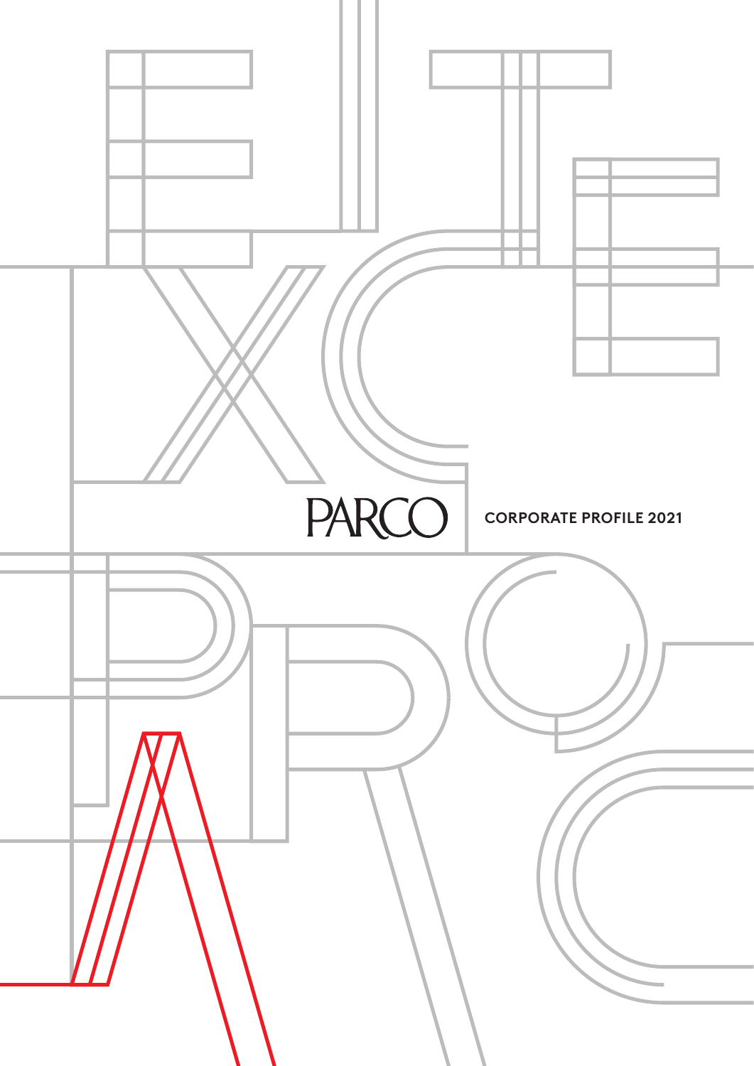PARCO

CORPORATE PROFILE 2021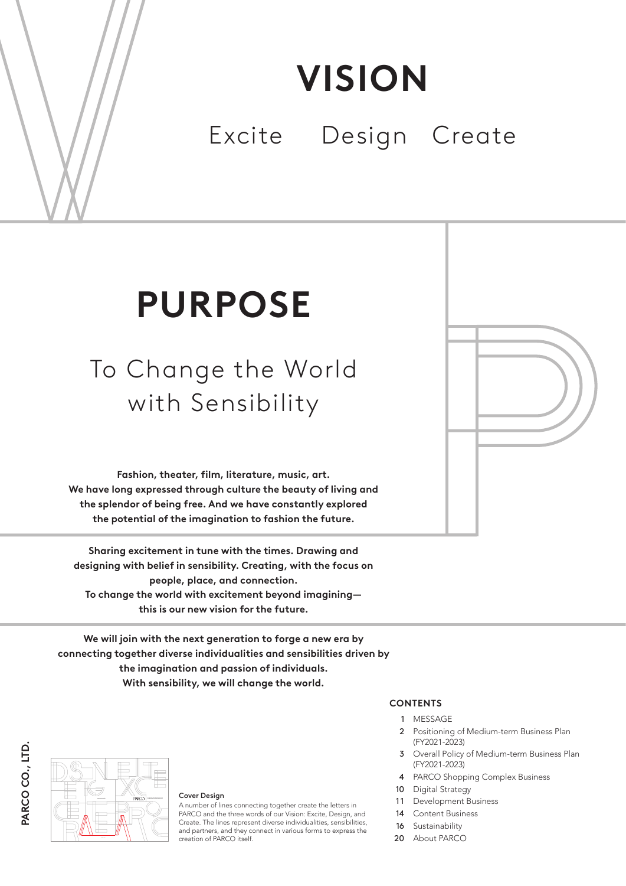# VISION

Excite　Design　Create

# PURPOSE

## To Change the World with Sensibility

**Fashion, theater, film, literature, music, art.**
**We have long expressed through culture the beauty of living and the splendor of being free. And we have constantly explored the potential of the imagination to fashion the future.**

**Sharing excitement in tune with the times. Drawing and designing with belief in sensibility. Creating, with the focus on people, place, and connection.**
**To change the world with excitement beyond imagining—this is our new vision for the future.**

**We will join with the next generation to forge a new era by connecting together diverse individualities and sensibilities driven by the imagination and passion of individuals.**
**With sensibility, we will change the world.**

**Cover Design**
A number of lines connecting together create the letters in PARCO and the three words of our Vision: Excite, Design, and Create. The lines represent diverse individualities, sensibilities, and partners, and they connect in various forms to express the creation of PARCO itself.

**CONTENTS**

- 1 MESSAGE
- 2 Positioning of Medium-term Business Plan (FY2021-2023)
- 3 Overall Policy of Medium-term Business Plan (FY2021-2023)
- 4 PARCO Shopping Complex Business
- 10 Digital Strategy
- 11 Development Business
- 14 Content Business
- 16 Sustainability
- 20 About PARCO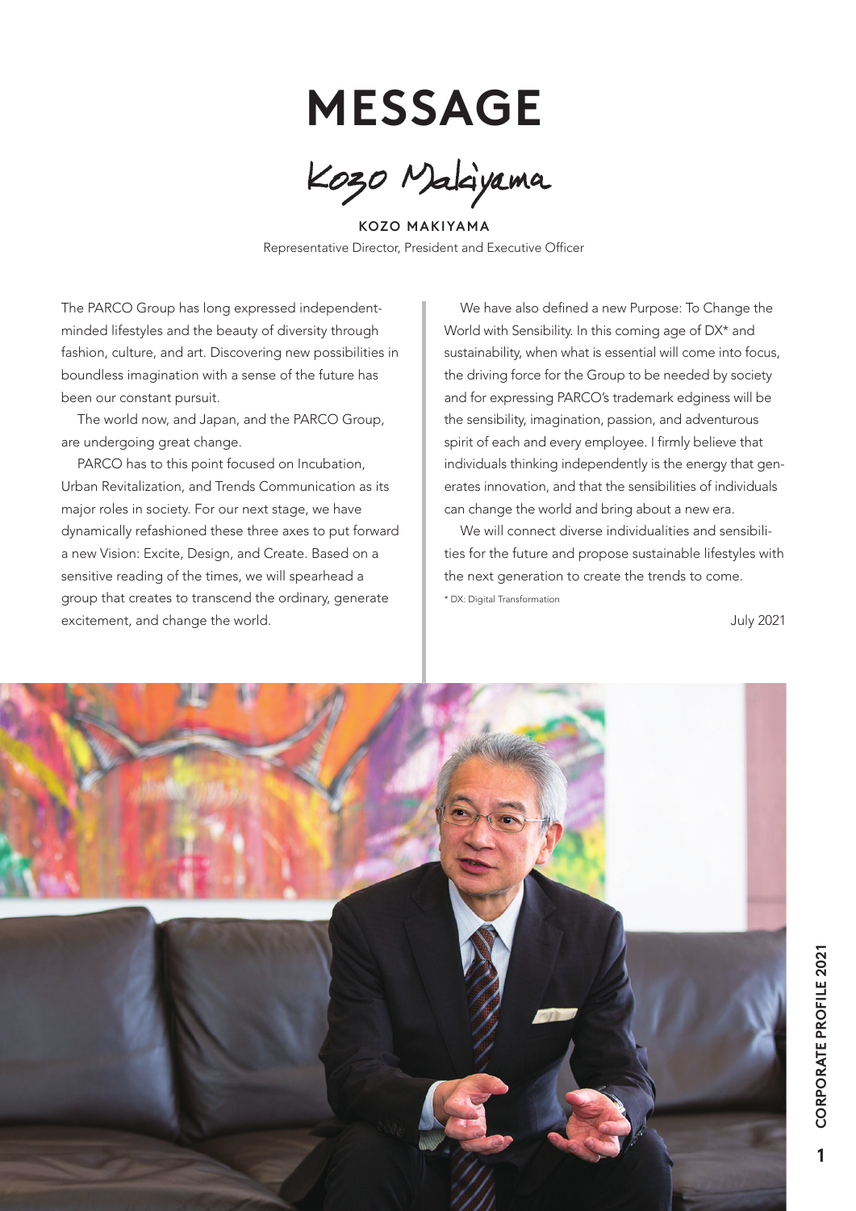# MESSAGE

Kozo Makiyama

**KOZO MAKIYAMA**
Representative Director, President and Executive Officer

The PARCO Group has long expressed independent-minded lifestyles and the beauty of diversity through fashion, culture, and art. Discovering new possibilities in boundless imagination with a sense of the future has been our constant pursuit.

The world now, and Japan, and the PARCO Group, are undergoing great change.

PARCO has to this point focused on Incubation, Urban Revitalization, and Trends Communication as its major roles in society. For our next stage, we have dynamically refashioned these three axes to put forward a new Vision: Excite, Design, and Create. Based on a sensitive reading of the times, we will spearhead a group that creates to transcend the ordinary, generate excitement, and change the world.

We have also defined a new Purpose: To Change the World with Sensibility. In this coming age of DX* and sustainability, when what is essential will come into focus, the driving force for the Group to be needed by society and for expressing PARCO's trademark edginess will be the sensibility, imagination, passion, and adventurous spirit of each and every employee. I firmly believe that individuals thinking independently is the energy that generates innovation, and that the sensibilities of individuals can change the world and bring about a new era.

We will connect diverse individualities and sensibilities for the future and propose sustainable lifestyles with the next generation to create the trends to come.

* DX: Digital Transformation

July 2021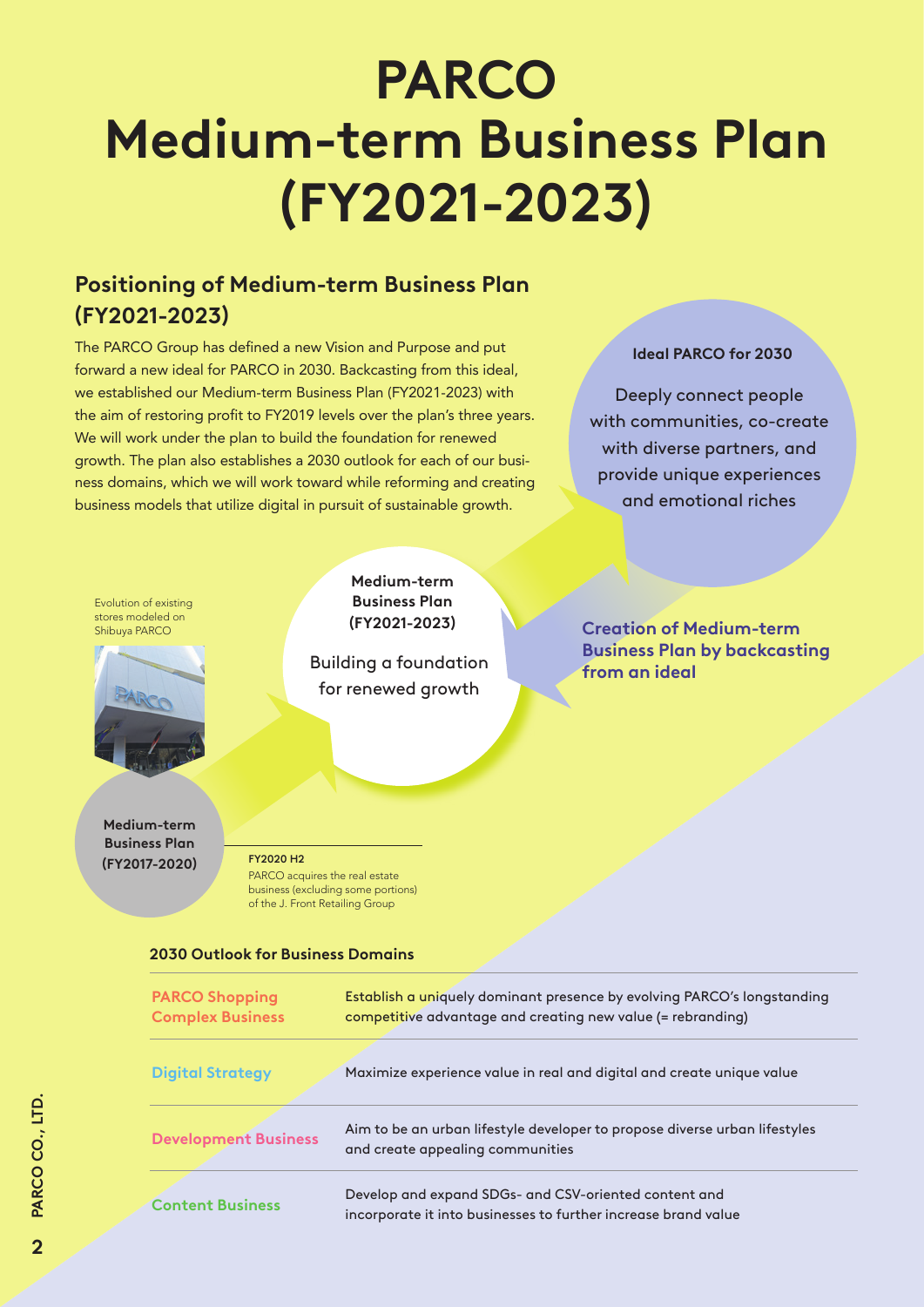# PARCO Medium-term Business Plan (FY2021-2023)

## Positioning of Medium-term Business Plan (FY2021-2023)

The PARCO Group has defined a new Vision and Purpose and put forward a new ideal for PARCO in 2030. Backcasting from this ideal, we established our Medium-term Business Plan (FY2021-2023) with the aim of restoring profit to FY2019 levels over the plan's three years. We will work under the plan to build the foundation for renewed growth. The plan also establishes a 2030 outlook for each of our business domains, which we will work toward while reforming and creating business models that utilize digital in pursuit of sustainable growth.

**Ideal PARCO for 2030**

Deeply connect people with communities, co-create with diverse partners, and provide unique experiences and emotional riches

**Medium-term Business Plan (FY2021-2023)**

Building a foundation for renewed growth

**Creation of Medium-term Business Plan by backcasting from an ideal**

Evolution of existing stores modeled on Shibuya PARCO

**Medium-term Business Plan (FY2017-2020)**

**FY2020 H2**
PARCO acquires the real estate business (excluding some portions) of the J. Front Retailing Group

### 2030 Outlook for Business Domains

| | |
|---|---|
| PARCO Shopping Complex Business | Establish a uniquely dominant presence by evolving PARCO's longstanding competitive advantage and creating new value (= rebranding) |
| Digital Strategy | Maximize experience value in real and digital and create unique value |
| Development Business | Aim to be an urban lifestyle developer to propose diverse urban lifestyles and create appealing communities |
| Content Business | Develop and expand SDGs- and CSV-oriented content and incorporate it into businesses to further increase brand value |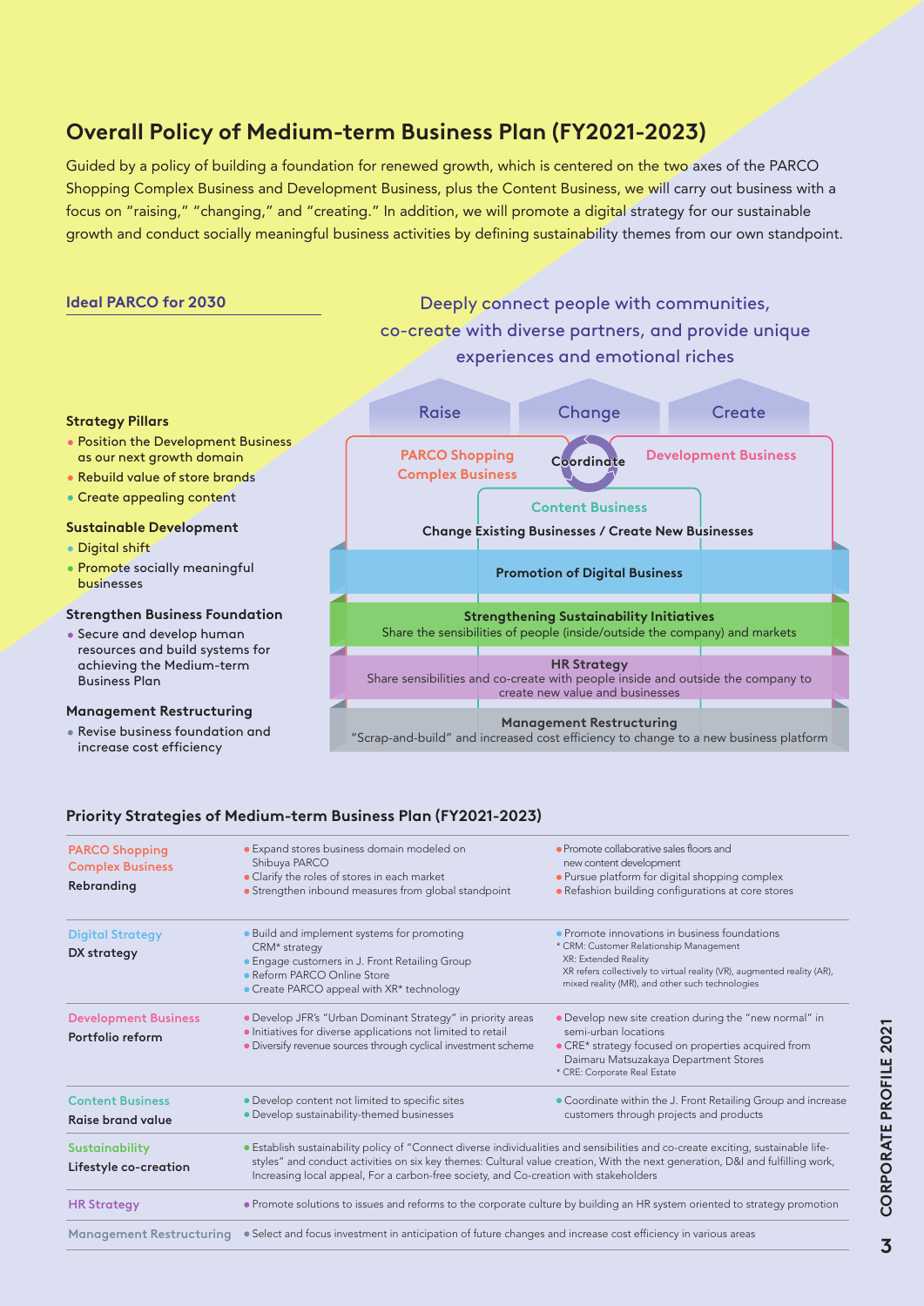# Overall Policy of Medium-term Business Plan (FY2021-2023)

Guided by a policy of building a foundation for renewed growth, which is centered on the two axes of the PARCO Shopping Complex Business and Development Business, plus the Content Business, we will carry out business with a focus on "raising," "changing," and "creating." In addition, we will promote a digital strategy for our sustainable growth and conduct socially meaningful business activities by defining sustainability themes from our own standpoint.

## Ideal PARCO for 2030

Deeply connect people with communities, co-create with diverse partners, and provide unique experiences and emotional riches

**Strategy Pillars**

- Position the Development Business as our next growth domain
- Rebuild value of store brands
- Create appealing content

**Sustainable Development**

- Digital shift
- Promote socially meaningful businesses

**Strengthen Business Foundation**

- Secure and develop human resources and build systems for achieving the Medium-term Business Plan

**Management Restructuring**

- Revise business foundation and increase cost efficiency

Raise

Change

Create

PARCO Shopping Complex Business

Coordinate

Development Business

Content Business

Change Existing Businesses / Create New Businesses

Promotion of Digital Business

Strengthening Sustainability Initiatives
Share the sensibilities of people (inside/outside the company) and markets

HR Strategy
Share sensibilities and co-create with people inside and outside the company to create new value and businesses

Management Restructuring
"Scrap-and-build" and increased cost efficiency to change to a new business platform

## Priority Strategies of Medium-term Business Plan (FY2021-2023)

| | | |
|---|---|---|
| PARCO Shopping Complex Business<br>**Rebranding** | • Expand stores business domain modeled on Shibuya PARCO<br>• Clarify the roles of stores in each market<br>• Strengthen inbound measures from global standpoint | • Promote collaborative sales floors and new content development<br>• Pursue platform for digital shopping complex<br>• Refashion building configurations at core stores |
| Digital Strategy<br>**DX strategy** | • Build and implement systems for promoting CRM* strategy<br>• Engage customers in J. Front Retailing Group<br>• Reform PARCO Online Store<br>• Create PARCO appeal with XR* technology | • Promote innovations in business foundations<br>* CRM: Customer Relationship Management<br>XR: Extended Reality<br>XR refers collectively to virtual reality (VR), augmented reality (AR), mixed reality (MR), and other such technologies |
| Development Business<br>**Portfolio reform** | • Develop JFR's "Urban Dominant Strategy" in priority areas<br>• Initiatives for diverse applications not limited to retail<br>• Diversify revenue sources through cyclical investment scheme | • Develop new site creation during the "new normal" in semi-urban locations<br>• CRE* strategy focused on properties acquired from Daimaru Matsuzakaya Department Stores<br>* CRE: Corporate Real Estate |
| Content Business<br>**Raise brand value** | • Develop content not limited to specific sites<br>• Develop sustainability-themed businesses | • Coordinate within the J. Front Retailing Group and increase customers through projects and products |
| Sustainability<br>**Lifestyle co-creation** | • Establish sustainability policy of "Connect diverse individualities and sensibilities and co-create exciting, sustainable life-styles" and conduct activities on six key themes: Cultural value creation, With the next generation, D&I and fulfilling work, Increasing local appeal, For a carbon-free society, and Co-creation with stakeholders | |
| HR Strategy | • Promote solutions to issues and reforms to the corporate culture by building an HR system oriented to strategy promotion | |
| Management Restructuring | • Select and focus investment in anticipation of future changes and increase cost efficiency in various areas | |